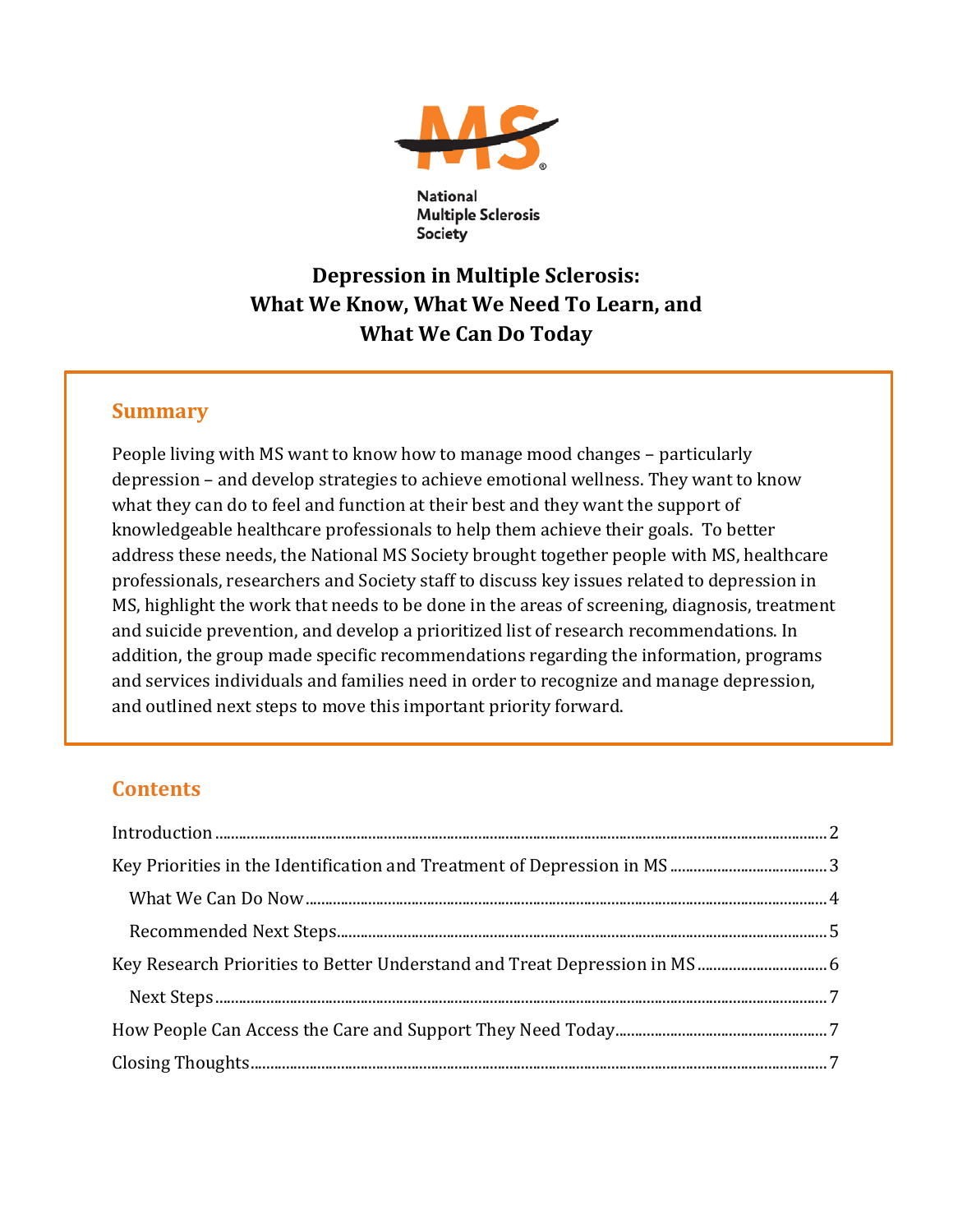National Multiple Sclerosis Society

# Depression in Multiple Sclerosis: What We Know, What We Need To Learn, and What We Can Do Today

## Summary

People living with MS want to know how to manage mood changes – particularly depression – and develop strategies to achieve emotional wellness. They want to know what they can do to feel and function at their best and they want the support of knowledgeable healthcare professionals to help them achieve their goals. To better address these needs, the National MS Society brought together people with MS, healthcare professionals, researchers and Society staff to discuss key issues related to depression in MS, highlight the work that needs to be done in the areas of screening, diagnosis, treatment and suicide prevention, and develop a prioritized list of research recommendations. In addition, the group made specific recommendations regarding the information, programs and services individuals and families need in order to recognize and manage depression, and outlined next steps to move this important priority forward.

## Contents

- Introduction ... 2
- Key Priorities in the Identification and Treatment of Depression in MS ... 3
  - What We Can Do Now ... 4
  - Recommended Next Steps ... 5
- Key Research Priorities to Better Understand and Treat Depression in MS ... 6
  - Next Steps ... 7
- How People Can Access the Care and Support They Need Today ... 7
- Closing Thoughts ... 7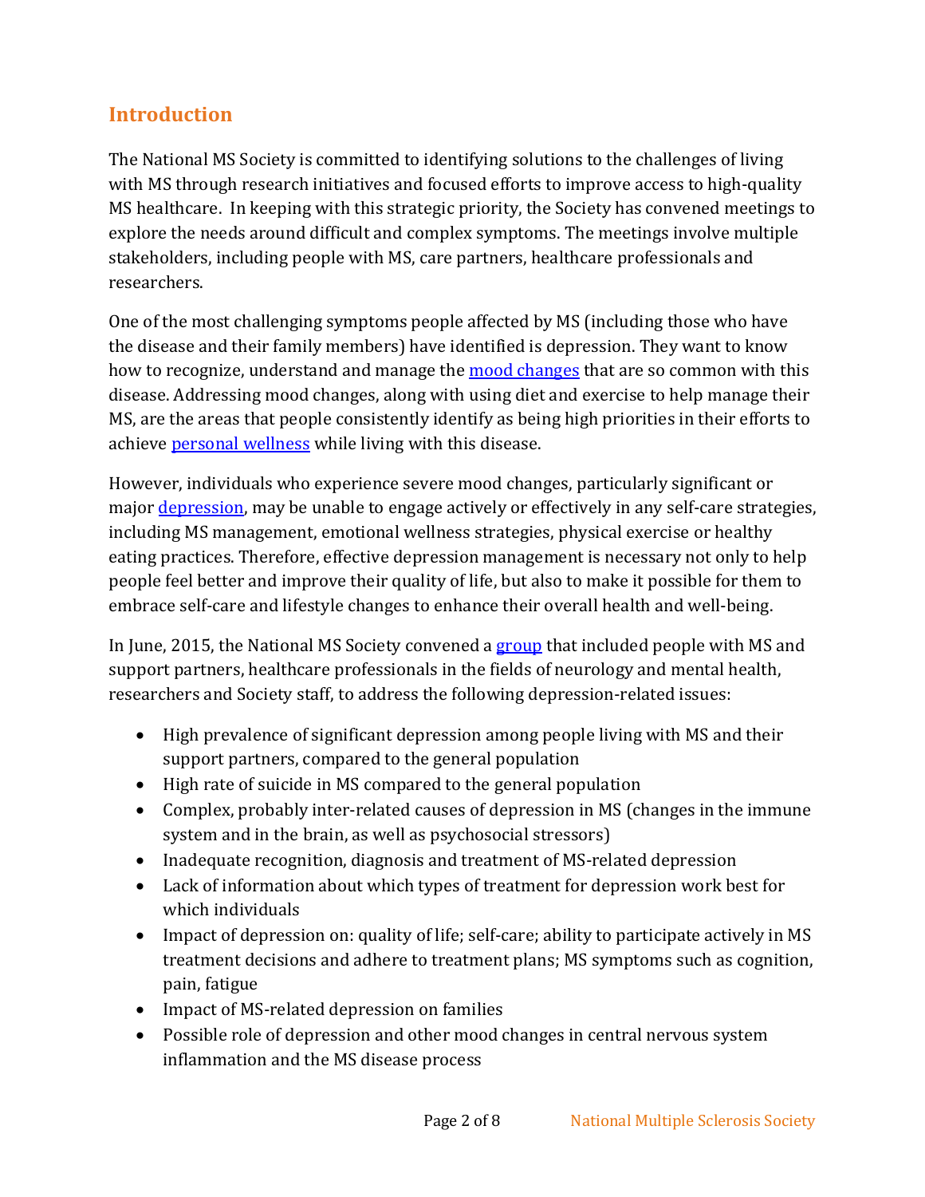## Introduction

The National MS Society is committed to identifying solutions to the challenges of living with MS through research initiatives and focused efforts to improve access to high-quality MS healthcare. In keeping with this strategic priority, the Society has convened meetings to explore the needs around difficult and complex symptoms. The meetings involve multiple stakeholders, including people with MS, care partners, healthcare professionals and researchers.

One of the most challenging symptoms people affected by MS (including those who have the disease and their family members) have identified is depression. They want to know how to recognize, understand and manage the mood changes that are so common with this disease. Addressing mood changes, along with using diet and exercise to help manage their MS, are the areas that people consistently identify as being high priorities in their efforts to achieve personal wellness while living with this disease.

However, individuals who experience severe mood changes, particularly significant or major depression, may be unable to engage actively or effectively in any self-care strategies, including MS management, emotional wellness strategies, physical exercise or healthy eating practices. Therefore, effective depression management is necessary not only to help people feel better and improve their quality of life, but also to make it possible for them to embrace self-care and lifestyle changes to enhance their overall health and well-being.

In June, 2015, the National MS Society convened a group that included people with MS and support partners, healthcare professionals in the fields of neurology and mental health, researchers and Society staff, to address the following depression-related issues:

- High prevalence of significant depression among people living with MS and their support partners, compared to the general population
- High rate of suicide in MS compared to the general population
- Complex, probably inter-related causes of depression in MS (changes in the immune system and in the brain, as well as psychosocial stressors)
- Inadequate recognition, diagnosis and treatment of MS-related depression
- Lack of information about which types of treatment for depression work best for which individuals
- Impact of depression on: quality of life; self-care; ability to participate actively in MS treatment decisions and adhere to treatment plans; MS symptoms such as cognition, pain, fatigue
- Impact of MS-related depression on families
- Possible role of depression and other mood changes in central nervous system inflammation and the MS disease process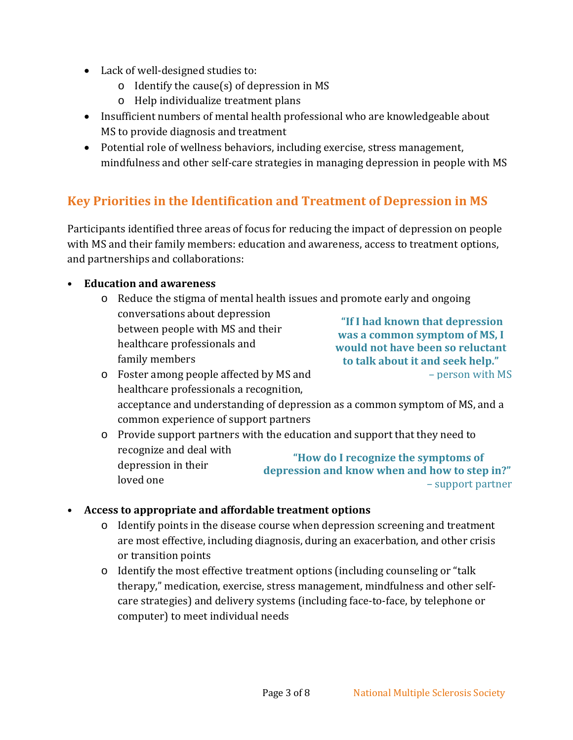- Lack of well-designed studies to:
  - Identify the cause(s) of depression in MS
  - Help individualize treatment plans
- Insufficient numbers of mental health professional who are knowledgeable about MS to provide diagnosis and treatment
- Potential role of wellness behaviors, including exercise, stress management, mindfulness and other self-care strategies in managing depression in people with MS

## Key Priorities in the Identification and Treatment of Depression in MS

Participants identified three areas of focus for reducing the impact of depression on people with MS and their family members: education and awareness, access to treatment options, and partnerships and collaborations:

- **Education and awareness**
  - Reduce the stigma of mental health issues and promote early and ongoing conversations about depression between people with MS and their healthcare professionals and family members
  - Foster among people affected by MS and healthcare professionals a recognition, acceptance and understanding of depression as a common symptom of MS, and a common experience of support partners
  - Provide support partners with the education and support that they need to recognize and deal with depression in their loved one

> **"If I had known that depression was a common symptom of MS, I would not have been so reluctant to talk about it and seek help."**
> – person with MS

> **"How do I recognize the symptoms of depression and know when and how to step in?"**
> – support partner

- **Access to appropriate and affordable treatment options**
  - Identify points in the disease course when depression screening and treatment are most effective, including diagnosis, during an exacerbation, and other crisis or transition points
  - Identify the most effective treatment options (including counseling or "talk therapy," medication, exercise, stress management, mindfulness and other self-care strategies) and delivery systems (including face-to-face, by telephone or computer) to meet individual needs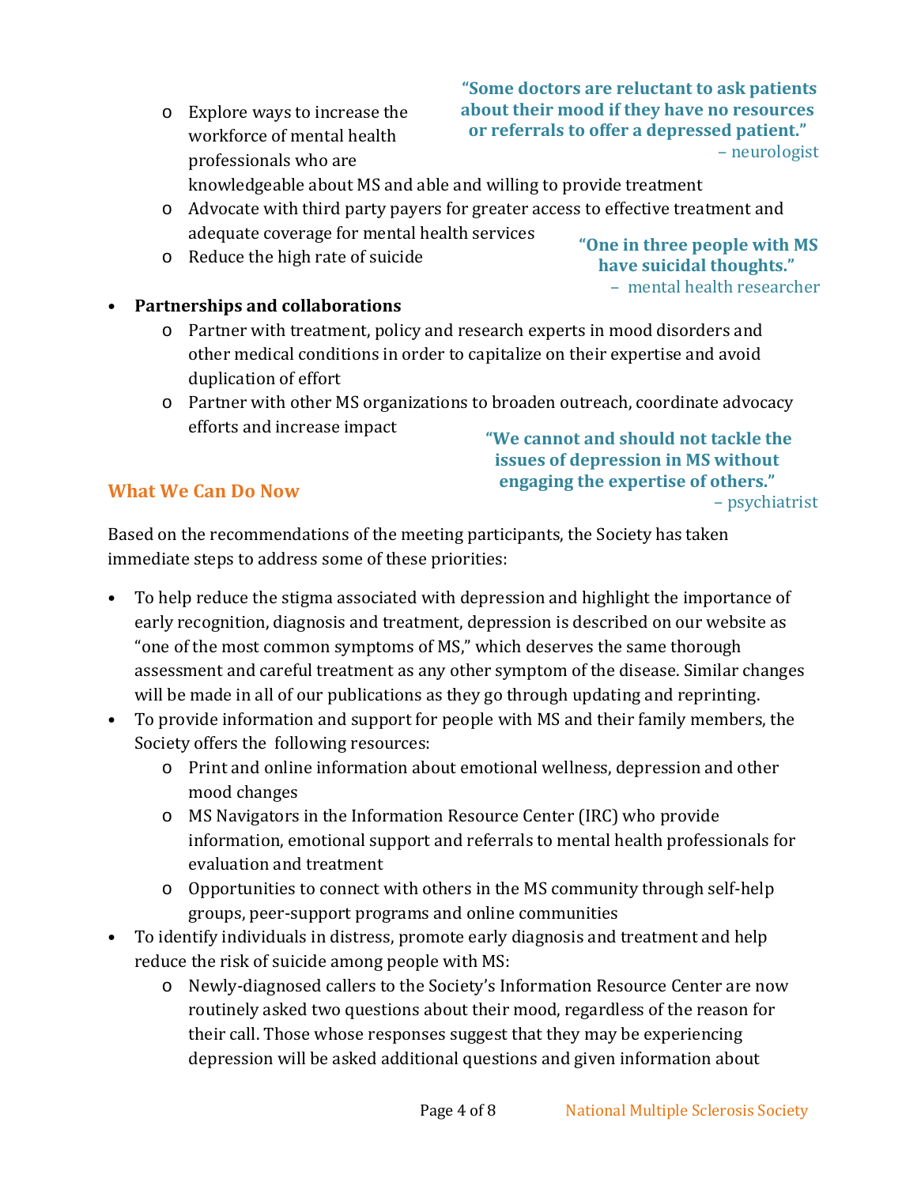- Explore ways to increase the workforce of mental health professionals who are knowledgeable about MS and able and willing to provide treatment

> **"Some doctors are reluctant to ask patients about their mood if they have no resources or referrals to offer a depressed patient."**
> – neurologist

- Advocate with third party payers for greater access to effective treatment and adequate coverage for mental health services
- Reduce the high rate of suicide

> **"One in three people with MS have suicidal thoughts."**
> – mental health researcher

- **Partnerships and collaborations**
  - Partner with treatment, policy and research experts in mood disorders and other medical conditions in order to capitalize on their expertise and avoid duplication of effort
  - Partner with other MS organizations to broaden outreach, coordinate advocacy efforts and increase impact

> **"We cannot and should not tackle the issues of depression in MS without engaging the expertise of others."**
> – psychiatrist

## What We Can Do Now

Based on the recommendations of the meeting participants, the Society has taken immediate steps to address some of these priorities:

- To help reduce the stigma associated with depression and highlight the importance of early recognition, diagnosis and treatment, depression is described on our website as "one of the most common symptoms of MS," which deserves the same thorough assessment and careful treatment as any other symptom of the disease. Similar changes will be made in all of our publications as they go through updating and reprinting.
- To provide information and support for people with MS and their family members, the Society offers the following resources:
  - Print and online information about emotional wellness, depression and other mood changes
  - MS Navigators in the Information Resource Center (IRC) who provide information, emotional support and referrals to mental health professionals for evaluation and treatment
  - Opportunities to connect with others in the MS community through self-help groups, peer-support programs and online communities
- To identify individuals in distress, promote early diagnosis and treatment and help reduce the risk of suicide among people with MS:
  - Newly-diagnosed callers to the Society's Information Resource Center are now routinely asked two questions about their mood, regardless of the reason for their call. Those whose responses suggest that they may be experiencing depression will be asked additional questions and given information about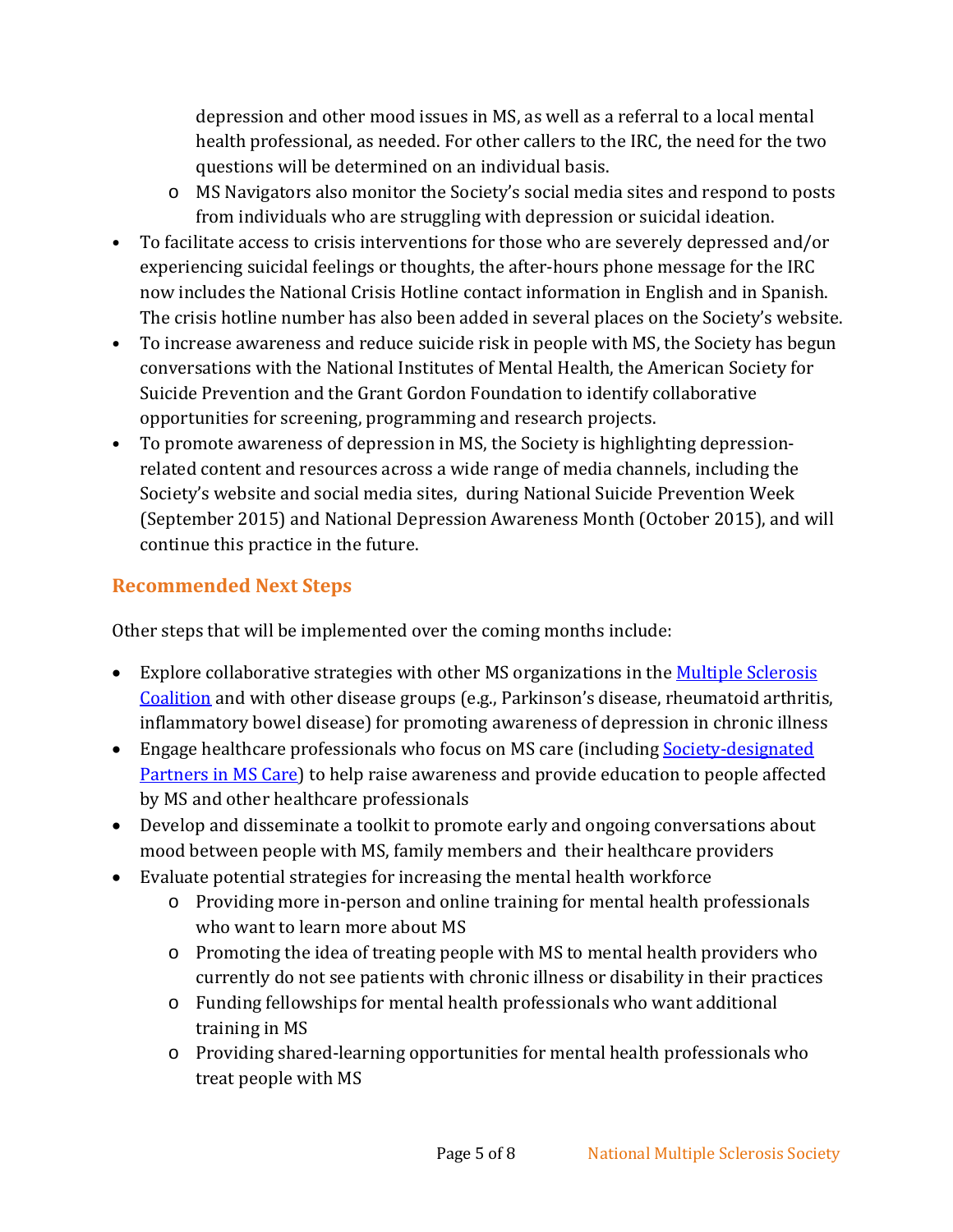depression and other mood issues in MS, as well as a referral to a local mental health professional, as needed. For other callers to the IRC, the need for the two questions will be determined on an individual basis.
  - MS Navigators also monitor the Society's social media sites and respond to posts from individuals who are struggling with depression or suicidal ideation.
- To facilitate access to crisis interventions for those who are severely depressed and/or experiencing suicidal feelings or thoughts, the after-hours phone message for the IRC now includes the National Crisis Hotline contact information in English and in Spanish. The crisis hotline number has also been added in several places on the Society's website.
- To increase awareness and reduce suicide risk in people with MS, the Society has begun conversations with the National Institutes of Mental Health, the American Society for Suicide Prevention and the Grant Gordon Foundation to identify collaborative opportunities for screening, programming and research projects.
- To promote awareness of depression in MS, the Society is highlighting depression-related content and resources across a wide range of media channels, including the Society's website and social media sites, during National Suicide Prevention Week (September 2015) and National Depression Awareness Month (October 2015), and will continue this practice in the future.

## Recommended Next Steps

Other steps that will be implemented over the coming months include:

- Explore collaborative strategies with other MS organizations in the Multiple Sclerosis Coalition and with other disease groups (e.g., Parkinson's disease, rheumatoid arthritis, inflammatory bowel disease) for promoting awareness of depression in chronic illness
- Engage healthcare professionals who focus on MS care (including Society-designated Partners in MS Care) to help raise awareness and provide education to people affected by MS and other healthcare professionals
- Develop and disseminate a toolkit to promote early and ongoing conversations about mood between people with MS, family members and their healthcare providers
- Evaluate potential strategies for increasing the mental health workforce
  - Providing more in-person and online training for mental health professionals who want to learn more about MS
  - Promoting the idea of treating people with MS to mental health providers who currently do not see patients with chronic illness or disability in their practices
  - Funding fellowships for mental health professionals who want additional training in MS
  - Providing shared-learning opportunities for mental health professionals who treat people with MS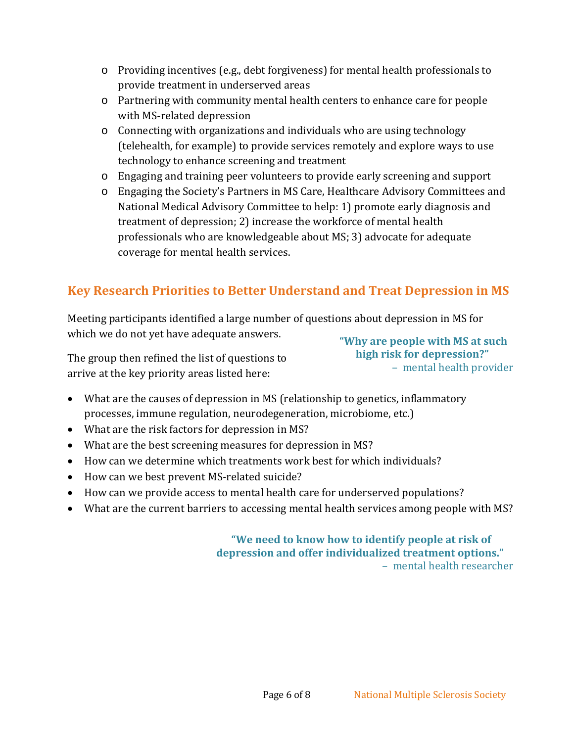- Providing incentives (e.g., debt forgiveness) for mental health professionals to provide treatment in underserved areas
- Partnering with community mental health centers to enhance care for people with MS-related depression
- Connecting with organizations and individuals who are using technology (telehealth, for example) to provide services remotely and explore ways to use technology to enhance screening and treatment
- Engaging and training peer volunteers to provide early screening and support
- Engaging the Society's Partners in MS Care, Healthcare Advisory Committees and National Medical Advisory Committee to help: 1) promote early diagnosis and treatment of depression; 2) increase the workforce of mental health professionals who are knowledgeable about MS; 3) advocate for adequate coverage for mental health services.

## Key Research Priorities to Better Understand and Treat Depression in MS

Meeting participants identified a large number of questions about depression in MS for which we do not yet have adequate answers.

The group then refined the list of questions to arrive at the key priority areas listed here:

> **"Why are people with MS at such high risk for depression?"**
> – mental health provider

- What are the causes of depression in MS (relationship to genetics, inflammatory processes, immune regulation, neurodegeneration, microbiome, etc.)
- What are the risk factors for depression in MS?
- What are the best screening measures for depression in MS?
- How can we determine which treatments work best for which individuals?
- How can we best prevent MS-related suicide?
- How can we provide access to mental health care for underserved populations?
- What are the current barriers to accessing mental health services among people with MS?

> **"We need to know how to identify people at risk of depression and offer individualized treatment options."**
> – mental health researcher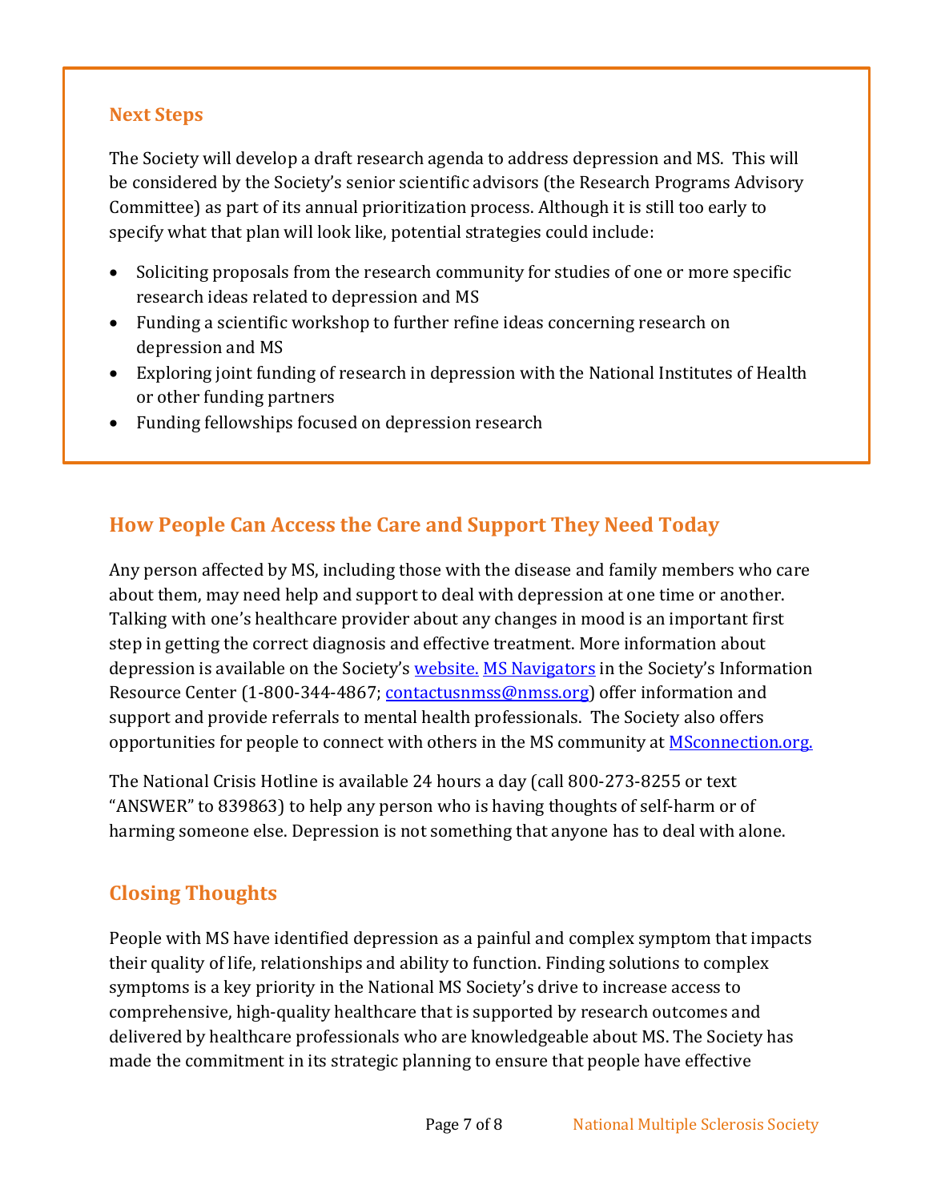### Next Steps

The Society will develop a draft research agenda to address depression and MS. This will be considered by the Society's senior scientific advisors (the Research Programs Advisory Committee) as part of its annual prioritization process. Although it is still too early to specify what that plan will look like, potential strategies could include:

- Soliciting proposals from the research community for studies of one or more specific research ideas related to depression and MS
- Funding a scientific workshop to further refine ideas concerning research on depression and MS
- Exploring joint funding of research in depression with the National Institutes of Health or other funding partners
- Funding fellowships focused on depression research

## How People Can Access the Care and Support They Need Today

Any person affected by MS, including those with the disease and family members who care about them, may need help and support to deal with depression at one time or another. Talking with one's healthcare provider about any changes in mood is an important first step in getting the correct diagnosis and effective treatment. More information about depression is available on the Society's website. MS Navigators in the Society's Information Resource Center (1-800-344-4867; contactusnmss@nmss.org) offer information and support and provide referrals to mental health professionals. The Society also offers opportunities for people to connect with others in the MS community at MSconnection.org.

The National Crisis Hotline is available 24 hours a day (call 800-273-8255 or text "ANSWER" to 839863) to help any person who is having thoughts of self-harm or of harming someone else. Depression is not something that anyone has to deal with alone.

## Closing Thoughts

People with MS have identified depression as a painful and complex symptom that impacts their quality of life, relationships and ability to function. Finding solutions to complex symptoms is a key priority in the National MS Society's drive to increase access to comprehensive, high-quality healthcare that is supported by research outcomes and delivered by healthcare professionals who are knowledgeable about MS. The Society has made the commitment in its strategic planning to ensure that people have effective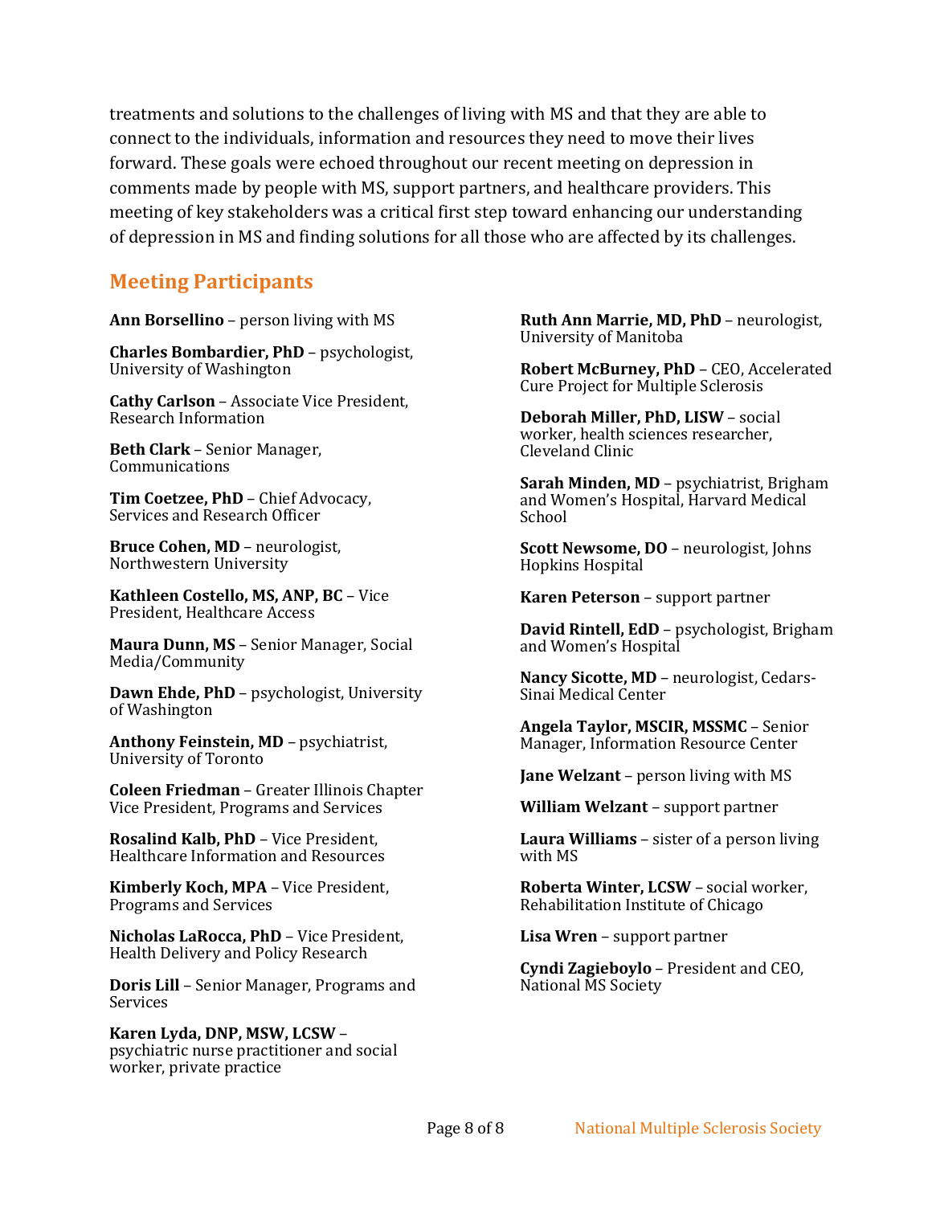treatments and solutions to the challenges of living with MS and that they are able to connect to the individuals, information and resources they need to move their lives forward. These goals were echoed throughout our recent meeting on depression in comments made by people with MS, support partners, and healthcare providers. This meeting of key stakeholders was a critical first step toward enhancing our understanding of depression in MS and finding solutions for all those who are affected by its challenges.

## Meeting Participants

**Ann Borsellino** – person living with MS

**Charles Bombardier, PhD** – psychologist, University of Washington

**Cathy Carlson** – Associate Vice President, Research Information

**Beth Clark** – Senior Manager, Communications

**Tim Coetzee, PhD** – Chief Advocacy, Services and Research Officer

**Bruce Cohen, MD** – neurologist, Northwestern University

**Kathleen Costello, MS, ANP, BC** – Vice President, Healthcare Access

**Maura Dunn, MS** – Senior Manager, Social Media/Community

**Dawn Ehde, PhD** – psychologist, University of Washington

**Anthony Feinstein, MD** – psychiatrist, University of Toronto

**Coleen Friedman** – Greater Illinois Chapter Vice President, Programs and Services

**Rosalind Kalb, PhD** – Vice President, Healthcare Information and Resources

**Kimberly Koch, MPA** – Vice President, Programs and Services

**Nicholas LaRocca, PhD** – Vice President, Health Delivery and Policy Research

**Doris Lill** – Senior Manager, Programs and Services

**Karen Lyda, DNP, MSW, LCSW** – psychiatric nurse practitioner and social worker, private practice

**Ruth Ann Marrie, MD, PhD** – neurologist, University of Manitoba

**Robert McBurney, PhD** – CEO, Accelerated Cure Project for Multiple Sclerosis

**Deborah Miller, PhD, LISW** – social worker, health sciences researcher, Cleveland Clinic

**Sarah Minden, MD** – psychiatrist, Brigham and Women's Hospital, Harvard Medical School

**Scott Newsome, DO** – neurologist, Johns Hopkins Hospital

**Karen Peterson** – support partner

**David Rintell, EdD** – psychologist, Brigham and Women's Hospital

**Nancy Sicotte, MD** – neurologist, Cedars-Sinai Medical Center

**Angela Taylor, MSCIR, MSSMC** – Senior Manager, Information Resource Center

**Jane Welzant** – person living with MS

**William Welzant** – support partner

**Laura Williams** – sister of a person living with MS

**Roberta Winter, LCSW** – social worker, Rehabilitation Institute of Chicago

**Lisa Wren** – support partner

**Cyndi Zagieboylo** – President and CEO, National MS Society